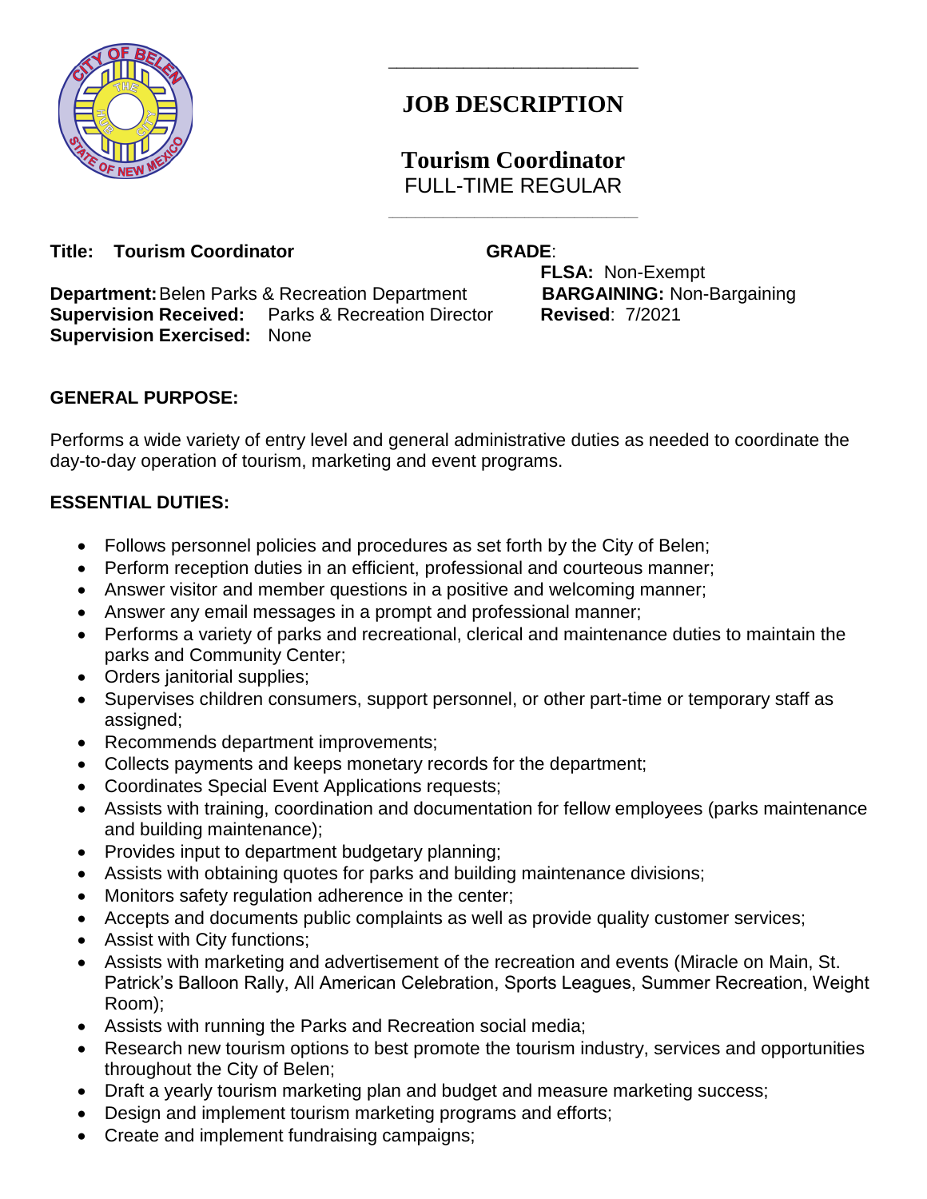# JOB DESCRIPTION

## Tourism Coordinator
FULL-TIME REGULAR

**Title: Tourism Coordinator**

**GRADE**:

**FLSA:** Non-Exempt

**Department:** Belen Parks & Recreation Department

**BARGAINING:** Non-Bargaining

**Supervision Received:** Parks & Recreation Director

**Revised**: 7/2021

**Supervision Exercised:** None

**GENERAL PURPOSE:**

Performs a wide variety of entry level and general administrative duties as needed to coordinate the day-to-day operation of tourism, marketing and event programs.

**ESSENTIAL DUTIES:**

- Follows personnel policies and procedures as set forth by the City of Belen;
- Perform reception duties in an efficient, professional and courteous manner;
- Answer visitor and member questions in a positive and welcoming manner;
- Answer any email messages in a prompt and professional manner;
- Performs a variety of parks and recreational, clerical and maintenance duties to maintain the parks and Community Center;
- Orders janitorial supplies;
- Supervises children consumers, support personnel, or other part-time or temporary staff as assigned;
- Recommends department improvements;
- Collects payments and keeps monetary records for the department;
- Coordinates Special Event Applications requests;
- Assists with training, coordination and documentation for fellow employees (parks maintenance and building maintenance);
- Provides input to department budgetary planning;
- Assists with obtaining quotes for parks and building maintenance divisions;
- Monitors safety regulation adherence in the center;
- Accepts and documents public complaints as well as provide quality customer services;
- Assist with City functions;
- Assists with marketing and advertisement of the recreation and events (Miracle on Main, St. Patrick's Balloon Rally, All American Celebration, Sports Leagues, Summer Recreation, Weight Room);
- Assists with running the Parks and Recreation social media;
- Research new tourism options to best promote the tourism industry, services and opportunities throughout the City of Belen;
- Draft a yearly tourism marketing plan and budget and measure marketing success;
- Design and implement tourism marketing programs and efforts;
- Create and implement fundraising campaigns;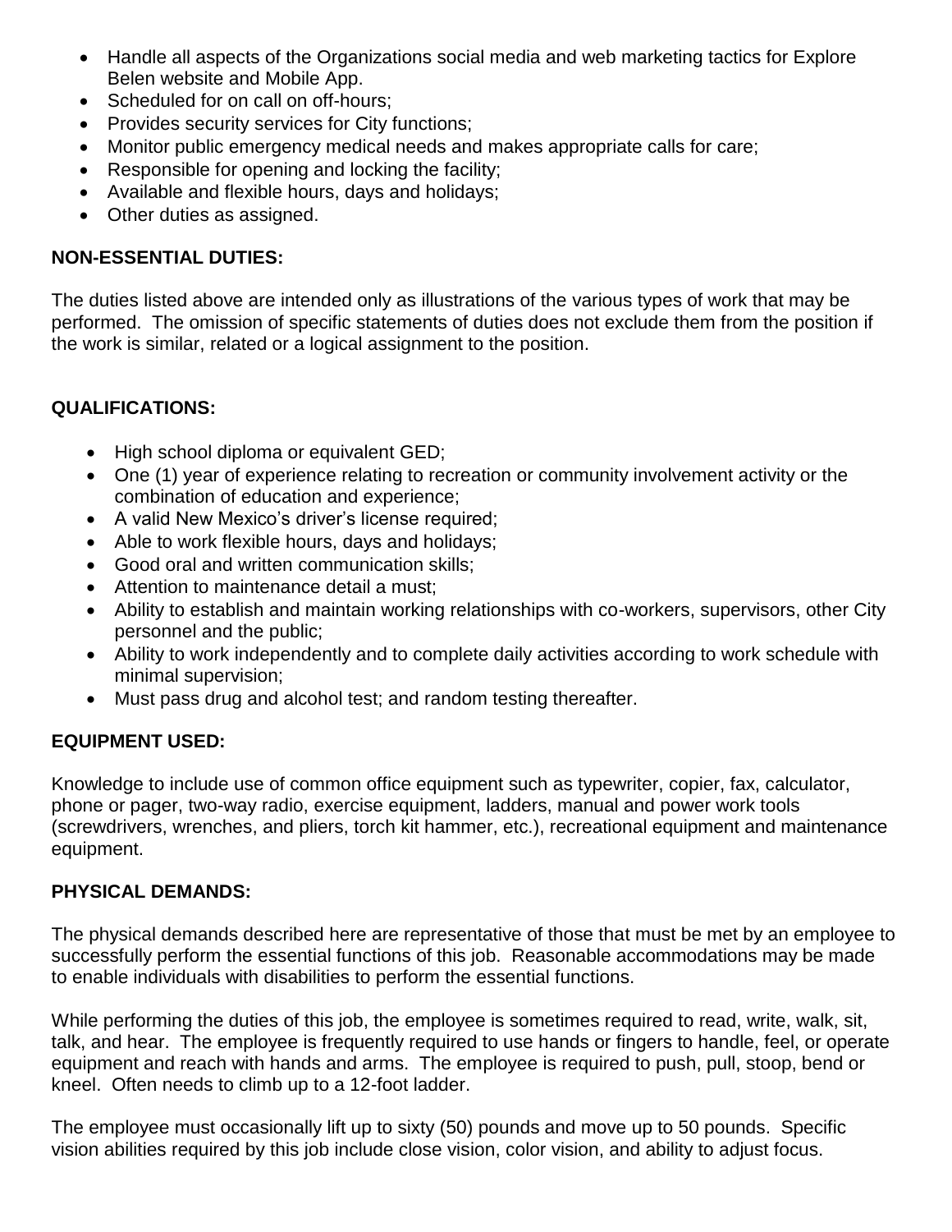- Handle all aspects of the Organizations social media and web marketing tactics for Explore Belen website and Mobile App.
- Scheduled for on call on off-hours;
- Provides security services for City functions;
- Monitor public emergency medical needs and makes appropriate calls for care;
- Responsible for opening and locking the facility;
- Available and flexible hours, days and holidays;
- Other duties as assigned.

**NON-ESSENTIAL DUTIES:**

The duties listed above are intended only as illustrations of the various types of work that may be performed. The omission of specific statements of duties does not exclude them from the position if the work is similar, related or a logical assignment to the position.

**QUALIFICATIONS:**

- High school diploma or equivalent GED;
- One (1) year of experience relating to recreation or community involvement activity or the combination of education and experience;
- A valid New Mexico's driver's license required;
- Able to work flexible hours, days and holidays;
- Good oral and written communication skills;
- Attention to maintenance detail a must;
- Ability to establish and maintain working relationships with co-workers, supervisors, other City personnel and the public;
- Ability to work independently and to complete daily activities according to work schedule with minimal supervision;
- Must pass drug and alcohol test; and random testing thereafter.

**EQUIPMENT USED:**

Knowledge to include use of common office equipment such as typewriter, copier, fax, calculator, phone or pager, two-way radio, exercise equipment, ladders, manual and power work tools (screwdrivers, wrenches, and pliers, torch kit hammer, etc.), recreational equipment and maintenance equipment.

**PHYSICAL DEMANDS:**

The physical demands described here are representative of those that must be met by an employee to successfully perform the essential functions of this job. Reasonable accommodations may be made to enable individuals with disabilities to perform the essential functions.

While performing the duties of this job, the employee is sometimes required to read, write, walk, sit, talk, and hear. The employee is frequently required to use hands or fingers to handle, feel, or operate equipment and reach with hands and arms. The employee is required to push, pull, stoop, bend or kneel. Often needs to climb up to a 12-foot ladder.

The employee must occasionally lift up to sixty (50) pounds and move up to 50 pounds. Specific vision abilities required by this job include close vision, color vision, and ability to adjust focus.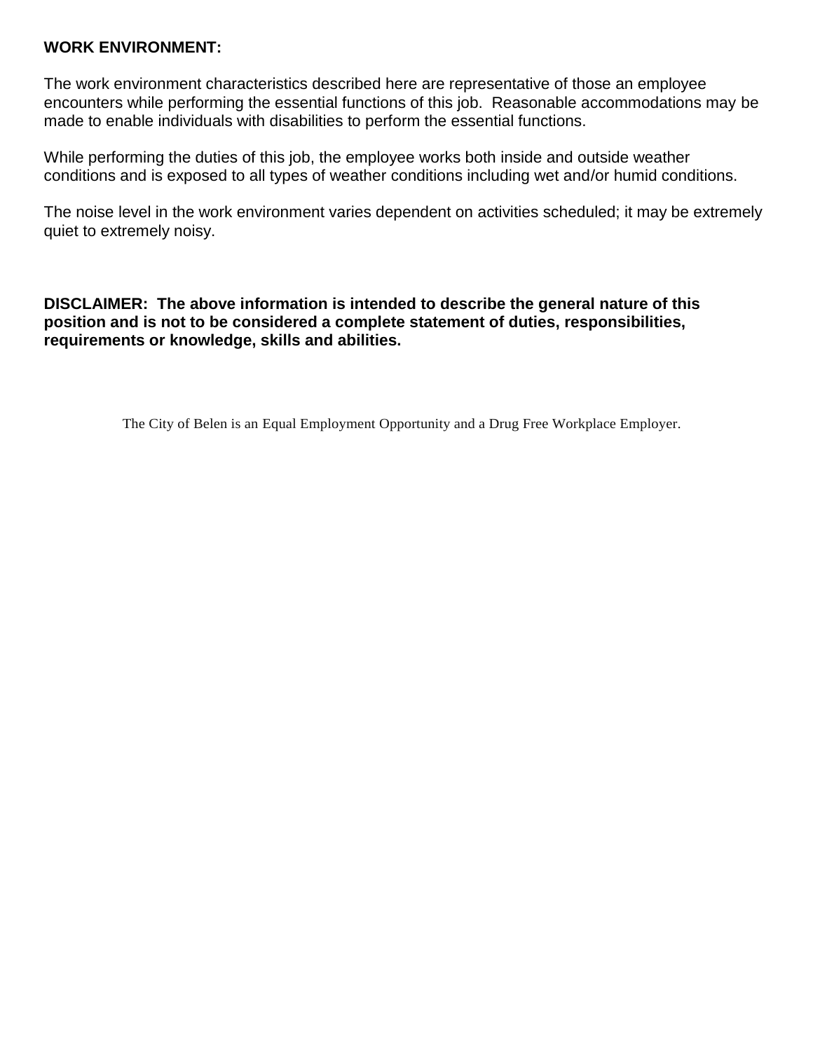**WORK ENVIRONMENT:**

The work environment characteristics described here are representative of those an employee encounters while performing the essential functions of this job. Reasonable accommodations may be made to enable individuals with disabilities to perform the essential functions.

While performing the duties of this job, the employee works both inside and outside weather conditions and is exposed to all types of weather conditions including wet and/or humid conditions.

The noise level in the work environment varies dependent on activities scheduled; it may be extremely quiet to extremely noisy.

**DISCLAIMER: The above information is intended to describe the general nature of this position and is not to be considered a complete statement of duties, responsibilities, requirements or knowledge, skills and abilities.**

The City of Belen is an Equal Employment Opportunity and a Drug Free Workplace Employer.